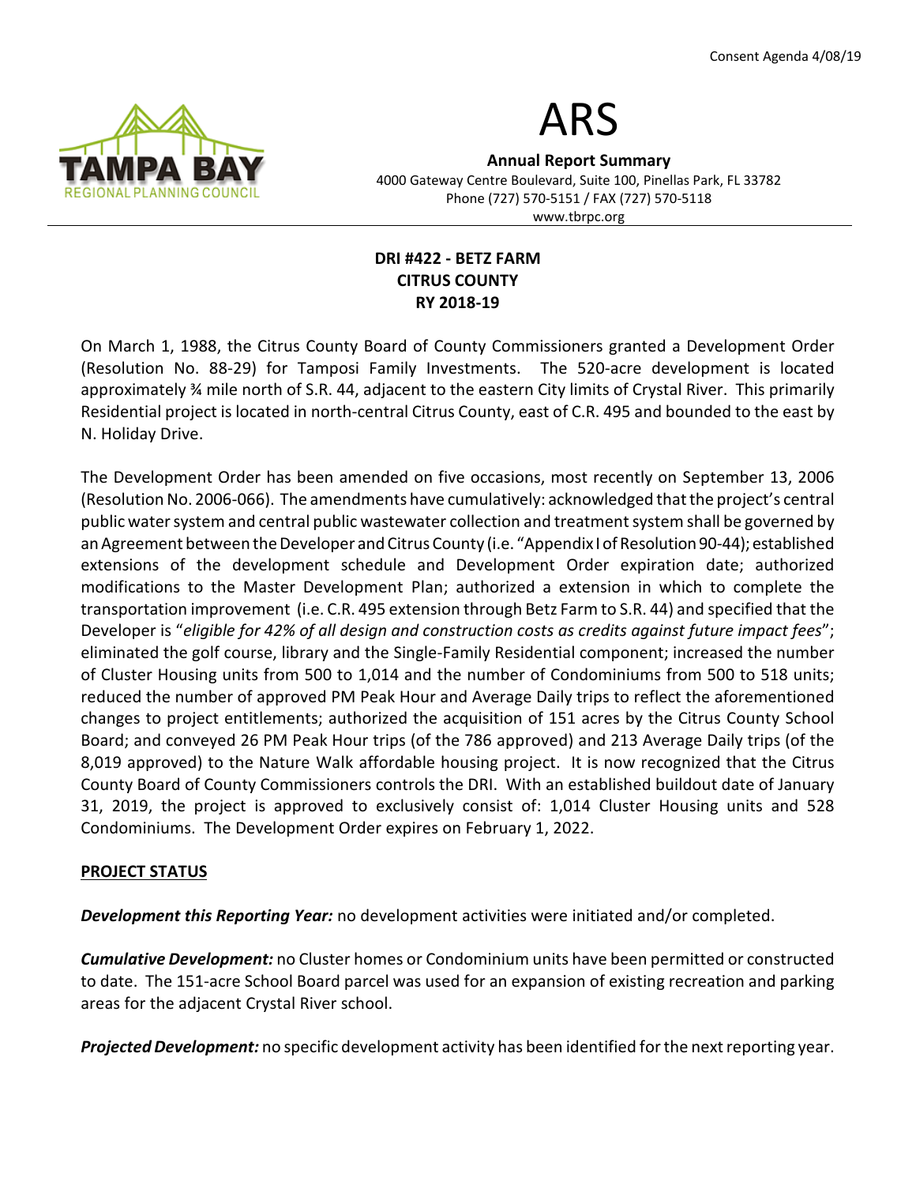Consent Agenda 4/08/19

# ARS

**Annual Report Summary**
4000 Gateway Centre Boulevard, Suite 100, Pinellas Park, FL 33782
Phone (727) 570-5151 / FAX (727) 570-5118
www.tbrpc.org

## DRI #422 - BETZ FARM
## CITRUS COUNTY
## RY 2018-19

On March 1, 1988, the Citrus County Board of County Commissioners granted a Development Order (Resolution No. 88-29) for Tamposi Family Investments. The 520-acre development is located approximately ¾ mile north of S.R. 44, adjacent to the eastern City limits of Crystal River. This primarily Residential project is located in north-central Citrus County, east of C.R. 495 and bounded to the east by N. Holiday Drive.

The Development Order has been amended on five occasions, most recently on September 13, 2006 (Resolution No. 2006-066). The amendments have cumulatively: acknowledged that the project's central public water system and central public wastewater collection and treatment system shall be governed by an Agreement between the Developer and Citrus County (i.e. "Appendix I of Resolution 90-44); established extensions of the development schedule and Development Order expiration date; authorized modifications to the Master Development Plan; authorized a extension in which to complete the transportation improvement (i.e. C.R. 495 extension through Betz Farm to S.R. 44) and specified that the Developer is "*eligible for 42% of all design and construction costs as credits against future impact fees*"; eliminated the golf course, library and the Single-Family Residential component; increased the number of Cluster Housing units from 500 to 1,014 and the number of Condominiums from 500 to 518 units; reduced the number of approved PM Peak Hour and Average Daily trips to reflect the aforementioned changes to project entitlements; authorized the acquisition of 151 acres by the Citrus County School Board; and conveyed 26 PM Peak Hour trips (of the 786 approved) and 213 Average Daily trips (of the 8,019 approved) to the Nature Walk affordable housing project. It is now recognized that the Citrus County Board of County Commissioners controls the DRI. With an established buildout date of January 31, 2019, the project is approved to exclusively consist of: 1,014 Cluster Housing units and 528 Condominiums. The Development Order expires on February 1, 2022.

### PROJECT STATUS

***Development this Reporting Year:*** no development activities were initiated and/or completed.

***Cumulative Development:*** no Cluster homes or Condominium units have been permitted or constructed to date. The 151-acre School Board parcel was used for an expansion of existing recreation and parking areas for the adjacent Crystal River school.

***Projected Development:*** no specific development activity has been identified for the next reporting year.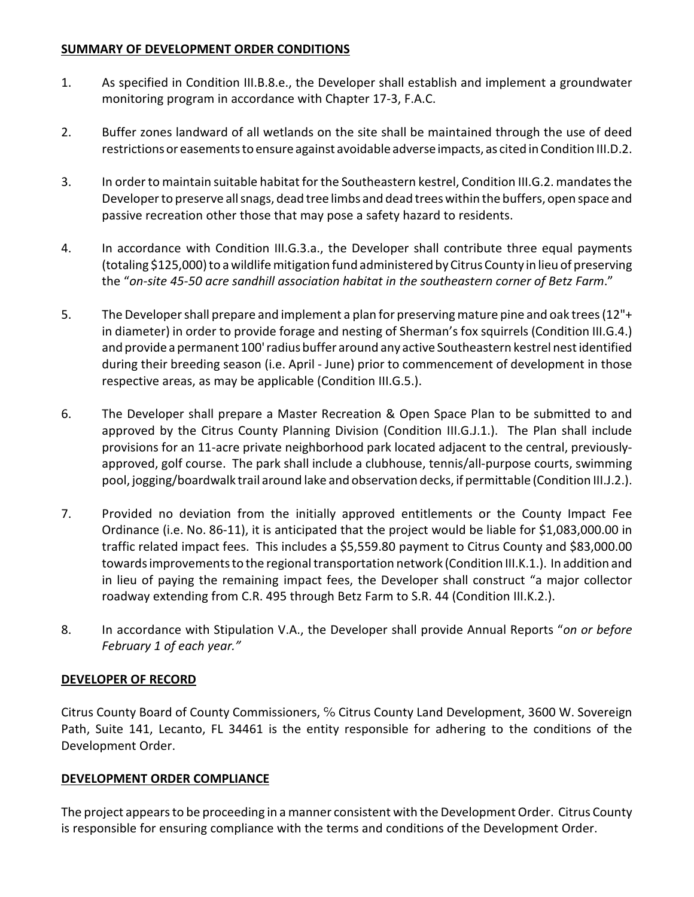**SUMMARY OF DEVELOPMENT ORDER CONDITIONS**

1. As specified in Condition III.B.8.e., the Developer shall establish and implement a groundwater monitoring program in accordance with Chapter 17-3, F.A.C.

2. Buffer zones landward of all wetlands on the site shall be maintained through the use of deed restrictions or easements to ensure against avoidable adverse impacts, as cited in Condition III.D.2.

3. In order to maintain suitable habitat for the Southeastern kestrel, Condition III.G.2. mandates the Developer to preserve all snags, dead tree limbs and dead trees within the buffers, open space and passive recreation other those that may pose a safety hazard to residents.

4. In accordance with Condition III.G.3.a., the Developer shall contribute three equal payments (totaling $125,000) to a wildlife mitigation fund administered by Citrus County in lieu of preserving the "*on-site 45-50 acre sandhill association habitat in the southeastern corner of Betz Farm*."

5. The Developer shall prepare and implement a plan for preserving mature pine and oak trees (12"+ in diameter) in order to provide forage and nesting of Sherman's fox squirrels (Condition III.G.4.) and provide a permanent 100' radius buffer around any active Southeastern kestrel nest identified during their breeding season (i.e. April - June) prior to commencement of development in those respective areas, as may be applicable (Condition III.G.5.).

6. The Developer shall prepare a Master Recreation & Open Space Plan to be submitted to and approved by the Citrus County Planning Division (Condition III.G.J.1.). The Plan shall include provisions for an 11-acre private neighborhood park located adjacent to the central, previously-approved, golf course. The park shall include a clubhouse, tennis/all-purpose courts, swimming pool, jogging/boardwalk trail around lake and observation decks, if permittable (Condition III.J.2.).

7. Provided no deviation from the initially approved entitlements or the County Impact Fee Ordinance (i.e. No. 86-11), it is anticipated that the project would be liable for $1,083,000.00 in traffic related impact fees. This includes a $5,559.80 payment to Citrus County and $83,000.00 towards improvements to the regional transportation network (Condition III.K.1.). In addition and in lieu of paying the remaining impact fees, the Developer shall construct "a major collector roadway extending from C.R. 495 through Betz Farm to S.R. 44 (Condition III.K.2.).

8. In accordance with Stipulation V.A., the Developer shall provide Annual Reports "*on or before February 1 of each year.*"

**DEVELOPER OF RECORD**

Citrus County Board of County Commissioners, ℅ Citrus County Land Development, 3600 W. Sovereign Path, Suite 141, Lecanto, FL 34461 is the entity responsible for adhering to the conditions of the Development Order.

**DEVELOPMENT ORDER COMPLIANCE**

The project appears to be proceeding in a manner consistent with the Development Order. Citrus County is responsible for ensuring compliance with the terms and conditions of the Development Order.